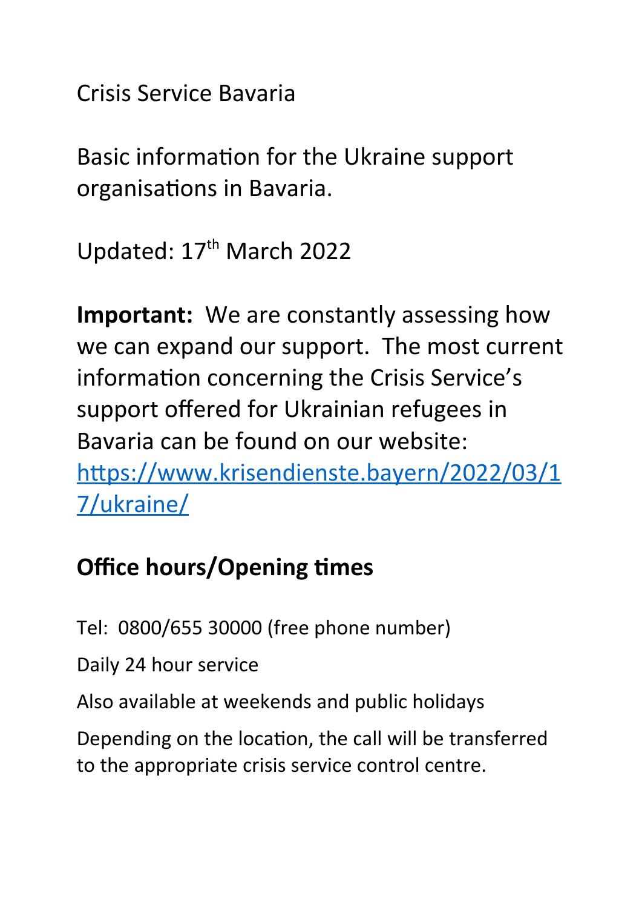Crisis Service Bavaria

Basic information for the Ukraine support organisations in Bavaria.

Updated: 17th March 2022

**Important:** We are constantly assessing how we can expand our support. The most current information concerning the Crisis Service's support offered for Ukrainian refugees in Bavaria can be found on our website: [https://www.krisendienste.bayern/2022/03/17/ukraine/](https://www.krisendienste.bayern/2022/03/17/ukraine/)

## Office hours/Opening times

Tel: 0800/655 30000 (free phone number)

Daily 24 hour service

Also available at weekends and public holidays

Depending on the location, the call will be transferred to the appropriate crisis service control centre.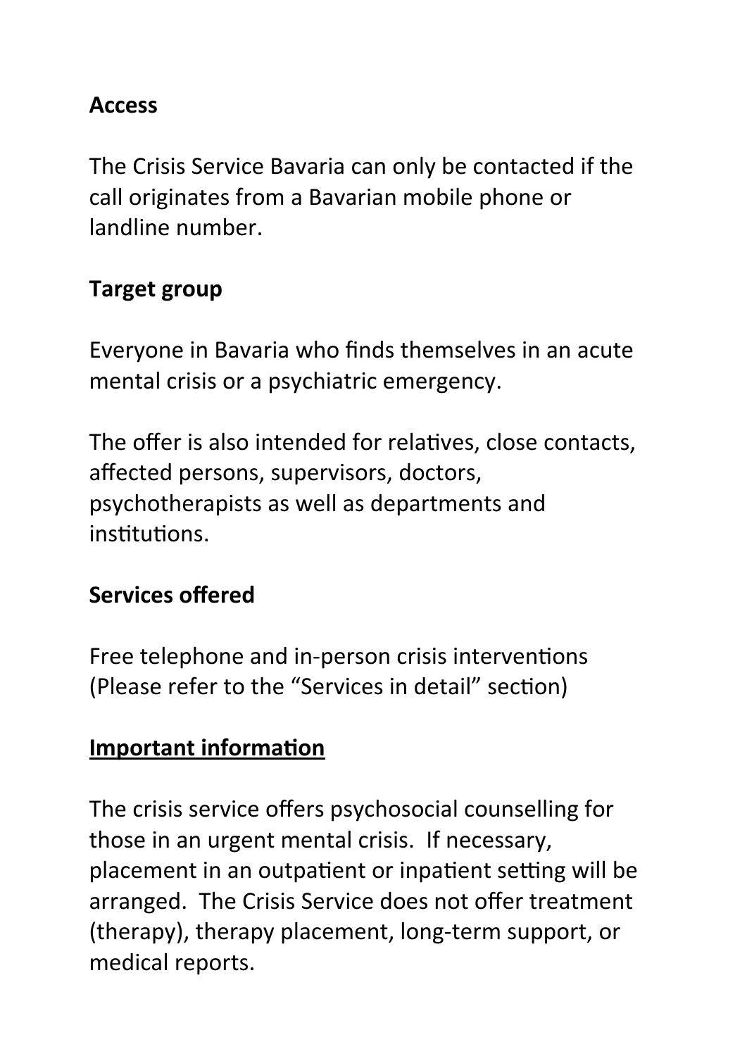**Access**

The Crisis Service Bavaria can only be contacted if the call originates from a Bavarian mobile phone or landline number.

**Target group**

Everyone in Bavaria who finds themselves in an acute mental crisis or a psychiatric emergency.

The offer is also intended for relatives, close contacts, affected persons, supervisors, doctors, psychotherapists as well as departments and institutions.

**Services offered**

Free telephone and in-person crisis interventions (Please refer to the "Services in detail" section)

**Important information**

The crisis service offers psychosocial counselling for those in an urgent mental crisis. If necessary, placement in an outpatient or inpatient setting will be arranged. The Crisis Service does not offer treatment (therapy), therapy placement, long-term support, or medical reports.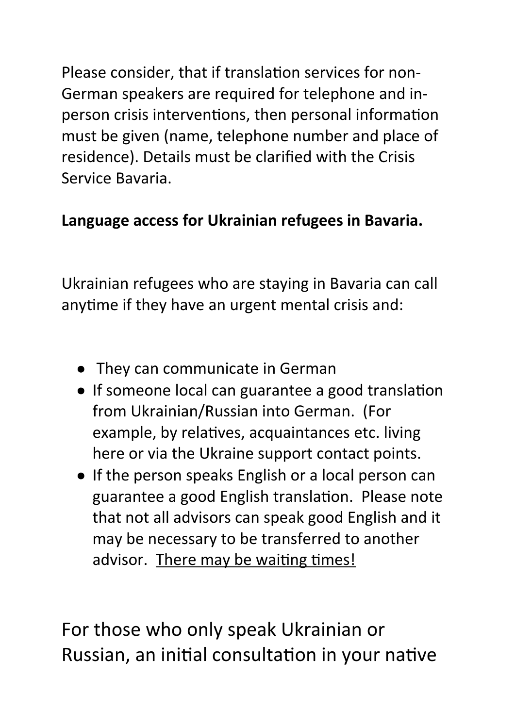Please consider, that if translation services for non-German speakers are required for telephone and in-person crisis interventions, then personal information must be given (name, telephone number and place of residence). Details must be clarified with the Crisis Service Bavaria.

**Language access for Ukrainian refugees in Bavaria.**

Ukrainian refugees who are staying in Bavaria can call anytime if they have an urgent mental crisis and:

- They can communicate in German
- If someone local can guarantee a good translation from Ukrainian/Russian into German. (For example, by relatives, acquaintances etc. living here or via the Ukraine support contact points.
- If the person speaks English or a local person can guarantee a good English translation. Please note that not all advisors can speak good English and it may be necessary to be transferred to another advisor. <u>There may be waiting times!</u>

For those who only speak Ukrainian or Russian, an initial consultation in your native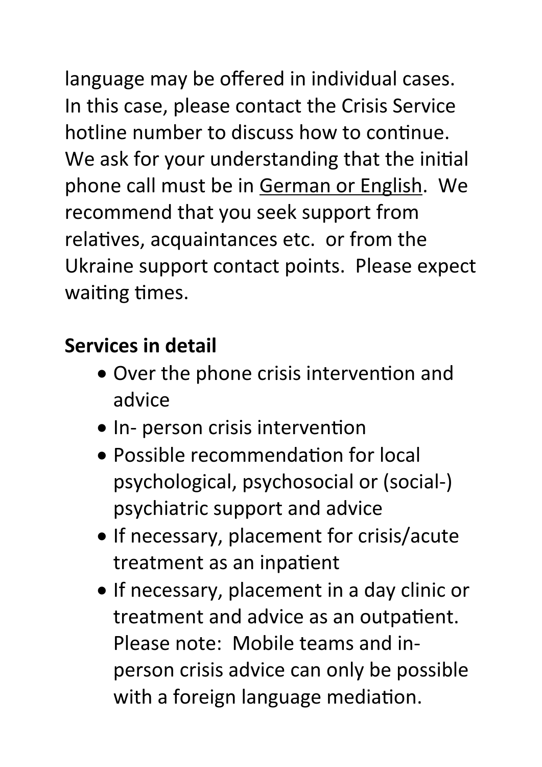language may be offered in individual cases. In this case, please contact the Crisis Service hotline number to discuss how to continue. We ask for your understanding that the initial phone call must be in <u>German or English</u>. We recommend that you seek support from relatives, acquaintances etc. or from the Ukraine support contact points. Please expect waiting times.

**Services in detail**

- Over the phone crisis intervention and advice
- In- person crisis intervention
- Possible recommendation for local psychological, psychosocial or (social-) psychiatric support and advice
- If necessary, placement for crisis/acute treatment as an inpatient
- If necessary, placement in a day clinic or treatment and advice as an outpatient. Please note: Mobile teams and in-person crisis advice can only be possible with a foreign language mediation.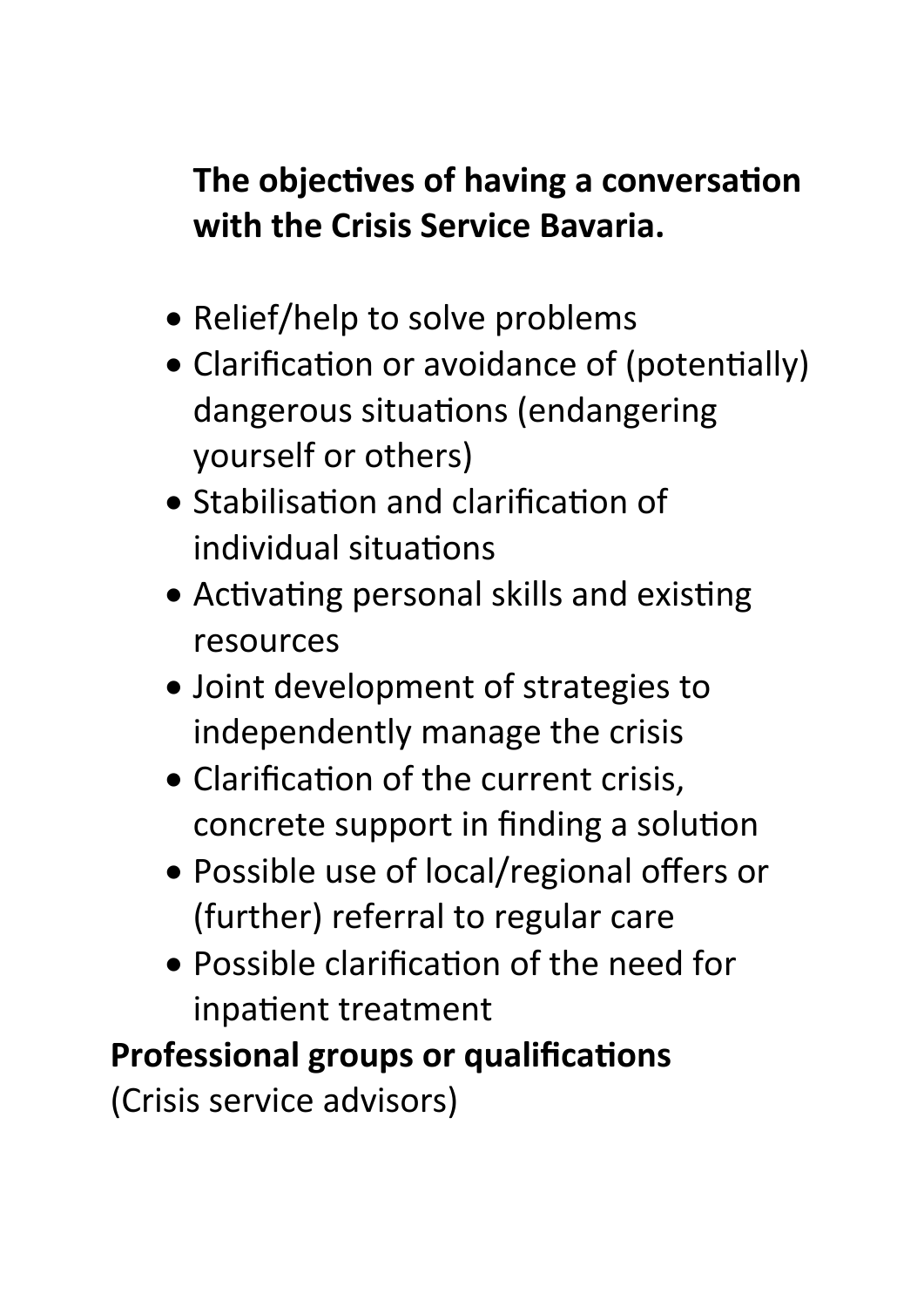## The objectives of having a conversation with the Crisis Service Bavaria.

- Relief/help to solve problems
- Clarification or avoidance of (potentially) dangerous situations (endangering yourself or others)
- Stabilisation and clarification of individual situations
- Activating personal skills and existing resources
- Joint development of strategies to independently manage the crisis
- Clarification of the current crisis, concrete support in finding a solution
- Possible use of local/regional offers or (further) referral to regular care
- Possible clarification of the need for inpatient treatment

**Professional groups or qualifications**
(Crisis service advisors)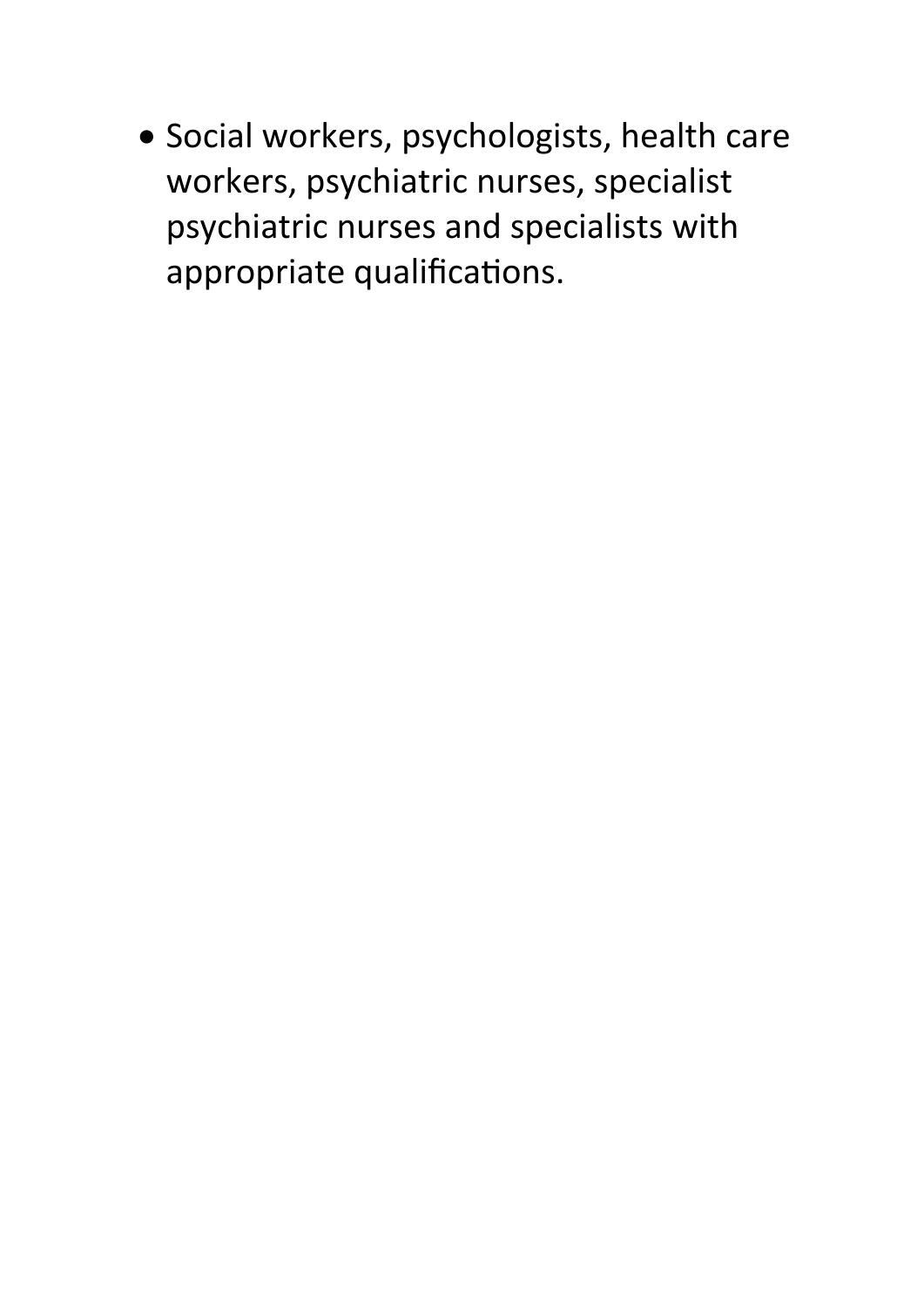- Social workers, psychologists, health care workers, psychiatric nurses, specialist psychiatric nurses and specialists with appropriate qualifications.